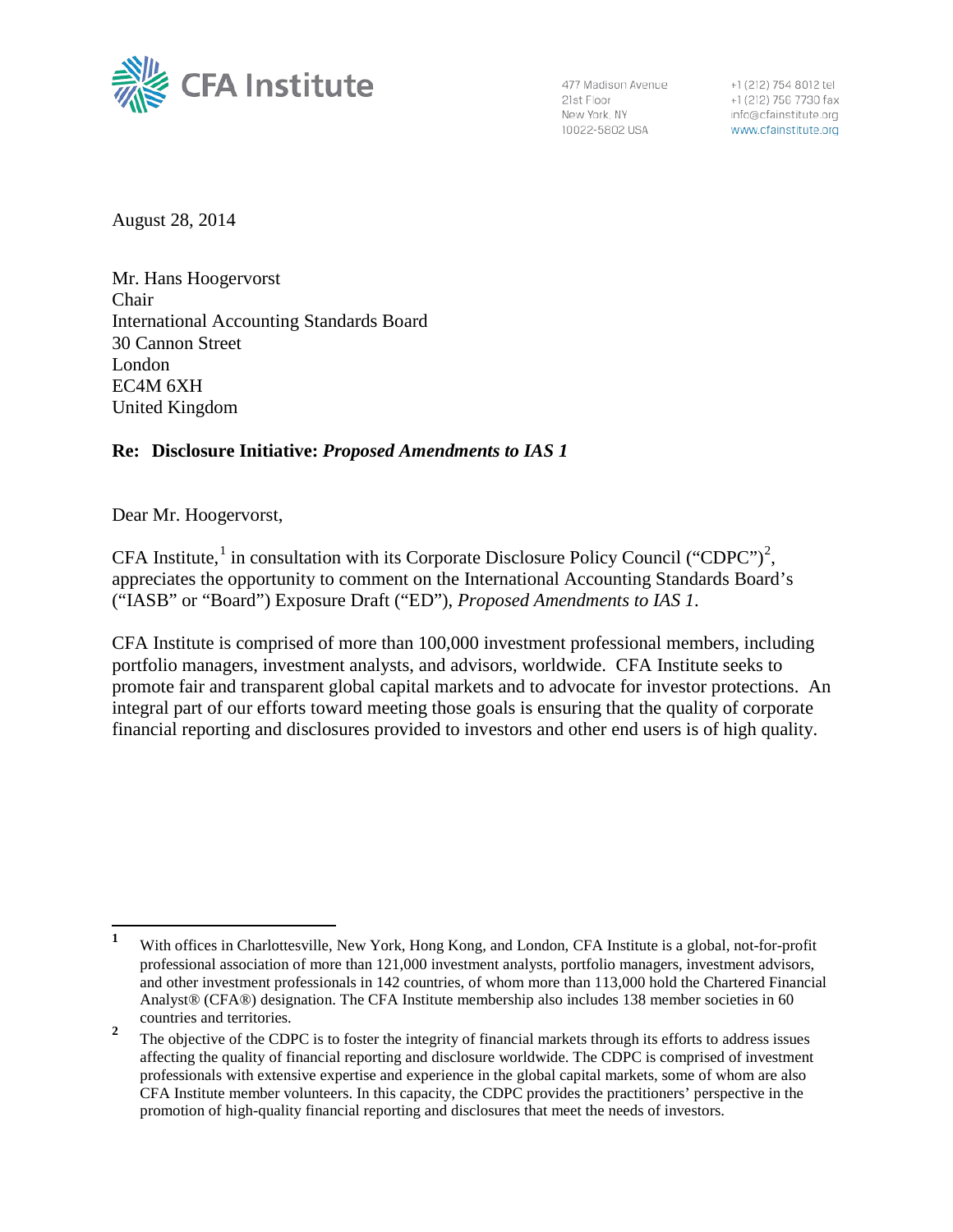CFA Institute

477 Madison Avenue
21st Floor
New York, NY
10022-5802 USA

+1 (212) 754 8012 tel
+1 (212) 756 7730 fax
info@cfainstitute.org
www.cfainstitute.org

August 28, 2014

Mr. Hans Hoogervorst
Chair
International Accounting Standards Board
30 Cannon Street
London
EC4M 6XH
United Kingdom

**Re: Disclosure Initiative: *Proposed Amendments to IAS 1***

Dear Mr. Hoogervorst,

CFA Institute,[1] in consultation with its Corporate Disclosure Policy Council ("CDPC")[2], appreciates the opportunity to comment on the International Accounting Standards Board's ("IASB" or "Board") Exposure Draft ("ED"), *Proposed Amendments to IAS 1*.

CFA Institute is comprised of more than 100,000 investment professional members, including portfolio managers, investment analysts, and advisors, worldwide. CFA Institute seeks to promote fair and transparent global capital markets and to advocate for investor protections. An integral part of our efforts toward meeting those goals is ensuring that the quality of corporate financial reporting and disclosures provided to investors and other end users is of high quality.

---

[1] With offices in Charlottesville, New York, Hong Kong, and London, CFA Institute is a global, not-for-profit professional association of more than 121,000 investment analysts, portfolio managers, investment advisors, and other investment professionals in 142 countries, of whom more than 113,000 hold the Chartered Financial Analyst® (CFA®) designation. The CFA Institute membership also includes 138 member societies in 60 countries and territories.

[2] The objective of the CDPC is to foster the integrity of financial markets through its efforts to address issues affecting the quality of financial reporting and disclosure worldwide. The CDPC is comprised of investment professionals with extensive expertise and experience in the global capital markets, some of whom are also CFA Institute member volunteers. In this capacity, the CDPC provides the practitioners' perspective in the promotion of high-quality financial reporting and disclosures that meet the needs of investors.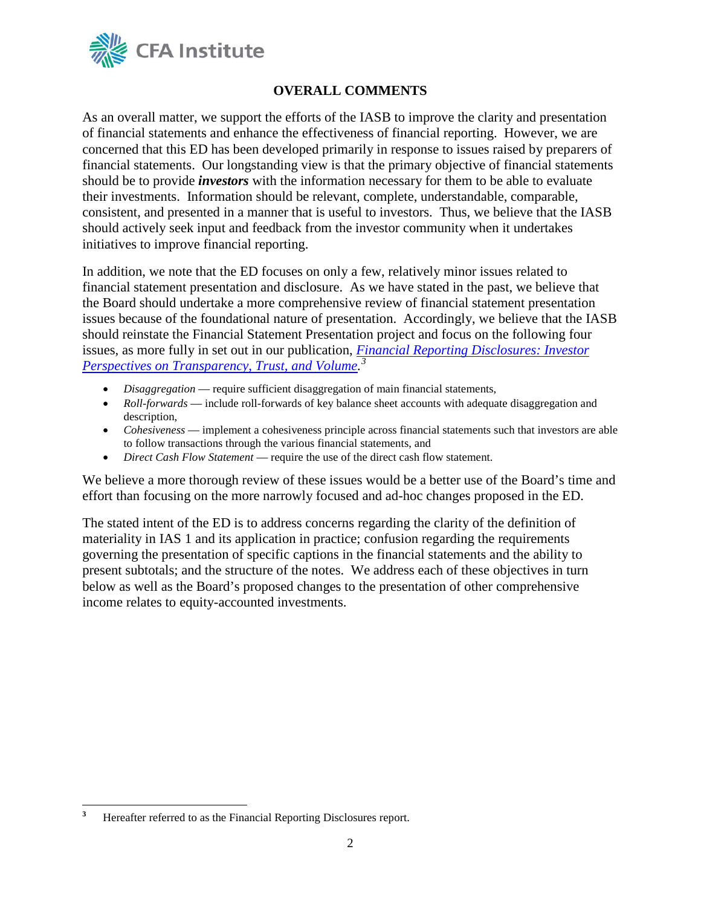## OVERALL COMMENTS

As an overall matter, we support the efforts of the IASB to improve the clarity and presentation of financial statements and enhance the effectiveness of financial reporting. However, we are concerned that this ED has been developed primarily in response to issues raised by preparers of financial statements. Our longstanding view is that the primary objective of financial statements should be to provide ***investors*** with the information necessary for them to be able to evaluate their investments. Information should be relevant, complete, understandable, comparable, consistent, and presented in a manner that is useful to investors. Thus, we believe that the IASB should actively seek input and feedback from the investor community when it undertakes initiatives to improve financial reporting.

In addition, we note that the ED focuses on only a few, relatively minor issues related to financial statement presentation and disclosure. As we have stated in the past, we believe that the Board should undertake a more comprehensive review of financial statement presentation issues because of the foundational nature of presentation. Accordingly, we believe that the IASB should reinstate the Financial Statement Presentation project and focus on the following four issues, as more fully in set out in our publication, *Financial Reporting Disclosures: Investor Perspectives on Transparency, Trust, and Volume.*[3]

- *Disaggregation* — require sufficient disaggregation of main financial statements,
- *Roll-forwards* — include roll-forwards of key balance sheet accounts with adequate disaggregation and description,
- *Cohesiveness* — implement a cohesiveness principle across financial statements such that investors are able to follow transactions through the various financial statements, and
- *Direct Cash Flow Statement* — require the use of the direct cash flow statement.

We believe a more thorough review of these issues would be a better use of the Board's time and effort than focusing on the more narrowly focused and ad-hoc changes proposed in the ED.

The stated intent of the ED is to address concerns regarding the clarity of the definition of materiality in IAS 1 and its application in practice; confusion regarding the requirements governing the presentation of specific captions in the financial statements and the ability to present subtotals; and the structure of the notes. We address each of these objectives in turn below as well as the Board's proposed changes to the presentation of other comprehensive income relates to equity-accounted investments.

[3] Hereafter referred to as the Financial Reporting Disclosures report.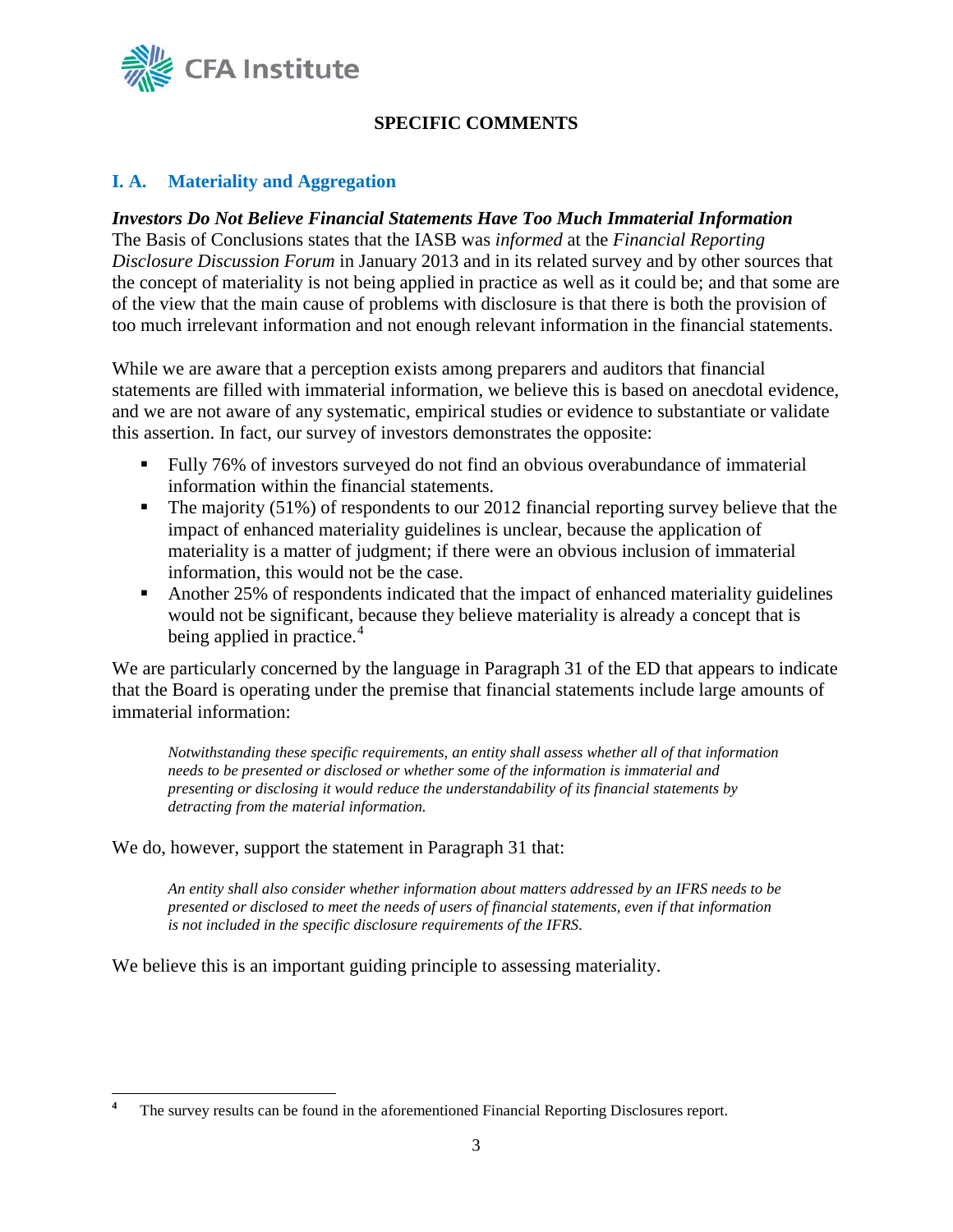## SPECIFIC COMMENTS

### I. A. Materiality and Aggregation

***Investors Do Not Believe Financial Statements Have Too Much Immaterial Information***

The Basis of Conclusions states that the IASB was *informed* at the *Financial Reporting Disclosure Discussion Forum* in January 2013 and in its related survey and by other sources that the concept of materiality is not being applied in practice as well as it could be; and that some are of the view that the main cause of problems with disclosure is that there is both the provision of too much irrelevant information and not enough relevant information in the financial statements.

While we are aware that a perception exists among preparers and auditors that financial statements are filled with immaterial information, we believe this is based on anecdotal evidence, and we are not aware of any systematic, empirical studies or evidence to substantiate or validate this assertion. In fact, our survey of investors demonstrates the opposite:

- Fully 76% of investors surveyed do not find an obvious overabundance of immaterial information within the financial statements.
- The majority (51%) of respondents to our 2012 financial reporting survey believe that the impact of enhanced materiality guidelines is unclear, because the application of materiality is a matter of judgment; if there were an obvious inclusion of immaterial information, this would not be the case.
- Another 25% of respondents indicated that the impact of enhanced materiality guidelines would not be significant, because they believe materiality is already a concept that is being applied in practice.[4]

We are particularly concerned by the language in Paragraph 31 of the ED that appears to indicate that the Board is operating under the premise that financial statements include large amounts of immaterial information:

> *Notwithstanding these specific requirements, an entity shall assess whether all of that information needs to be presented or disclosed or whether some of the information is immaterial and presenting or disclosing it would reduce the understandability of its financial statements by detracting from the material information.*

We do, however, support the statement in Paragraph 31 that:

> *An entity shall also consider whether information about matters addressed by an IFRS needs to be presented or disclosed to meet the needs of users of financial statements, even if that information is not included in the specific disclosure requirements of the IFRS.*

We believe this is an important guiding principle to assessing materiality.

---

[4] The survey results can be found in the aforementioned Financial Reporting Disclosures report.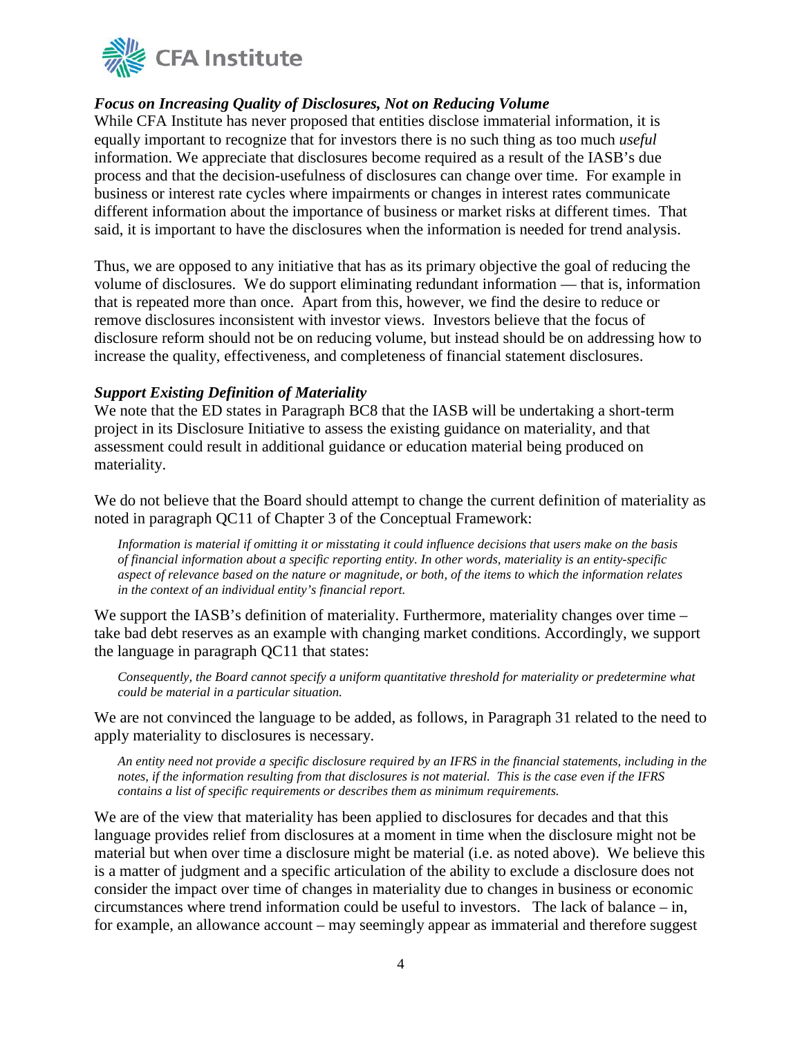### *Focus on Increasing Quality of Disclosures, Not on Reducing Volume*

While CFA Institute has never proposed that entities disclose immaterial information, it is equally important to recognize that for investors there is no such thing as too much *useful* information. We appreciate that disclosures become required as a result of the IASB's due process and that the decision-usefulness of disclosures can change over time. For example in business or interest rate cycles where impairments or changes in interest rates communicate different information about the importance of business or market risks at different times. That said, it is important to have the disclosures when the information is needed for trend analysis.

Thus, we are opposed to any initiative that has as its primary objective the goal of reducing the volume of disclosures. We do support eliminating redundant information — that is, information that is repeated more than once. Apart from this, however, we find the desire to reduce or remove disclosures inconsistent with investor views. Investors believe that the focus of disclosure reform should not be on reducing volume, but instead should be on addressing how to increase the quality, effectiveness, and completeness of financial statement disclosures.

### *Support Existing Definition of Materiality*

We note that the ED states in Paragraph BC8 that the IASB will be undertaking a short-term project in its Disclosure Initiative to assess the existing guidance on materiality, and that assessment could result in additional guidance or education material being produced on materiality.

We do not believe that the Board should attempt to change the current definition of materiality as noted in paragraph QC11 of Chapter 3 of the Conceptual Framework:

> *Information is material if omitting it or misstating it could influence decisions that users make on the basis of financial information about a specific reporting entity. In other words, materiality is an entity-specific aspect of relevance based on the nature or magnitude, or both, of the items to which the information relates in the context of an individual entity's financial report.*

We support the IASB's definition of materiality. Furthermore, materiality changes over time – take bad debt reserves as an example with changing market conditions. Accordingly, we support the language in paragraph QC11 that states:

> *Consequently, the Board cannot specify a uniform quantitative threshold for materiality or predetermine what could be material in a particular situation.*

We are not convinced the language to be added, as follows, in Paragraph 31 related to the need to apply materiality to disclosures is necessary.

> *An entity need not provide a specific disclosure required by an IFRS in the financial statements, including in the notes, if the information resulting from that disclosures is not material. This is the case even if the IFRS contains a list of specific requirements or describes them as minimum requirements.*

We are of the view that materiality has been applied to disclosures for decades and that this language provides relief from disclosures at a moment in time when the disclosure might not be material but when over time a disclosure might be material (i.e. as noted above). We believe this is a matter of judgment and a specific articulation of the ability to exclude a disclosure does not consider the impact over time of changes in materiality due to changes in business or economic circumstances where trend information could be useful to investors. The lack of balance – in, for example, an allowance account – may seemingly appear as immaterial and therefore suggest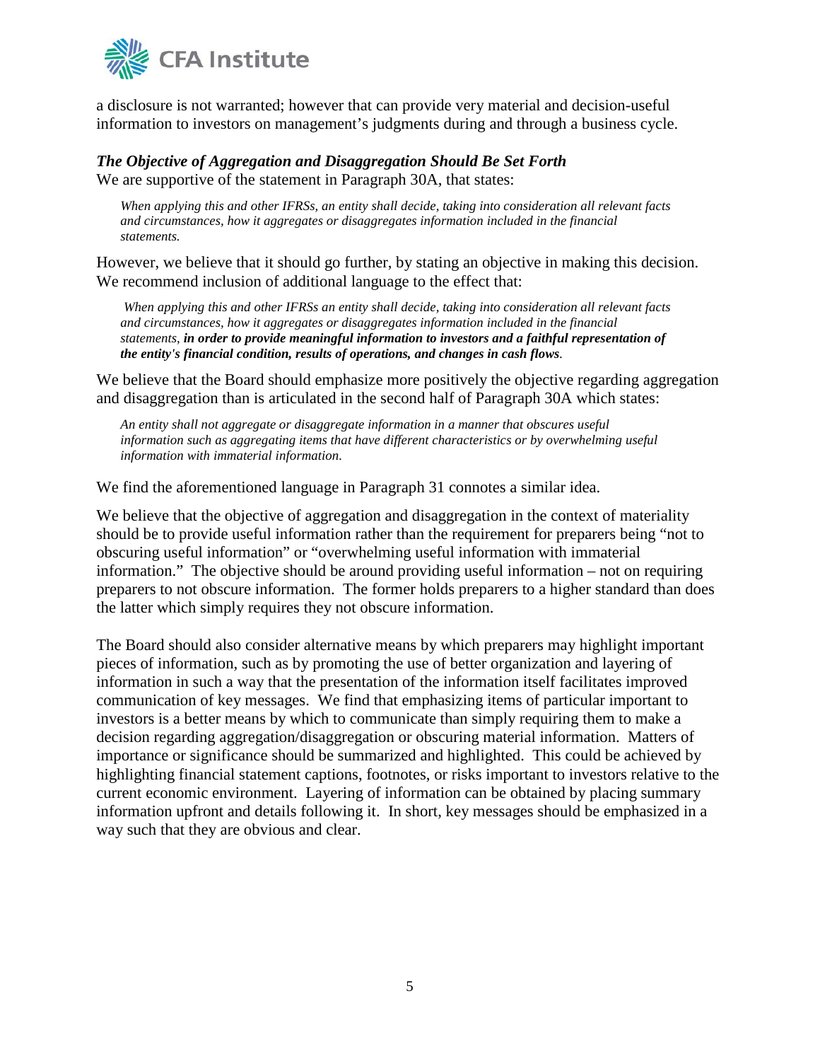a disclosure is not warranted; however that can provide very material and decision-useful information to investors on management's judgments during and through a business cycle.

### *The Objective of Aggregation and Disaggregation Should Be Set Forth*

We are supportive of the statement in Paragraph 30A, that states:

> *When applying this and other IFRSs, an entity shall decide, taking into consideration all relevant facts and circumstances, how it aggregates or disaggregates information included in the financial statements.*

However, we believe that it should go further, by stating an objective in making this decision. We recommend inclusion of additional language to the effect that:

> *When applying this and other IFRSs an entity shall decide, taking into consideration all relevant facts and circumstances, how it aggregates or disaggregates information included in the financial statements, **in order to provide meaningful information to investors and a faithful representation of the entity's financial condition, results of operations, and changes in cash flows**.*

We believe that the Board should emphasize more positively the objective regarding aggregation and disaggregation than is articulated in the second half of Paragraph 30A which states:

> *An entity shall not aggregate or disaggregate information in a manner that obscures useful information such as aggregating items that have different characteristics or by overwhelming useful information with immaterial information.*

We find the aforementioned language in Paragraph 31 connotes a similar idea.

We believe that the objective of aggregation and disaggregation in the context of materiality should be to provide useful information rather than the requirement for preparers being "not to obscuring useful information" or "overwhelming useful information with immaterial information." The objective should be around providing useful information – not on requiring preparers to not obscure information. The former holds preparers to a higher standard than does the latter which simply requires they not obscure information.

The Board should also consider alternative means by which preparers may highlight important pieces of information, such as by promoting the use of better organization and layering of information in such a way that the presentation of the information itself facilitates improved communication of key messages. We find that emphasizing items of particular important to investors is a better means by which to communicate than simply requiring them to make a decision regarding aggregation/disaggregation or obscuring material information. Matters of importance or significance should be summarized and highlighted. This could be achieved by highlighting financial statement captions, footnotes, or risks important to investors relative to the current economic environment. Layering of information can be obtained by placing summary information upfront and details following it. In short, key messages should be emphasized in a way such that they are obvious and clear.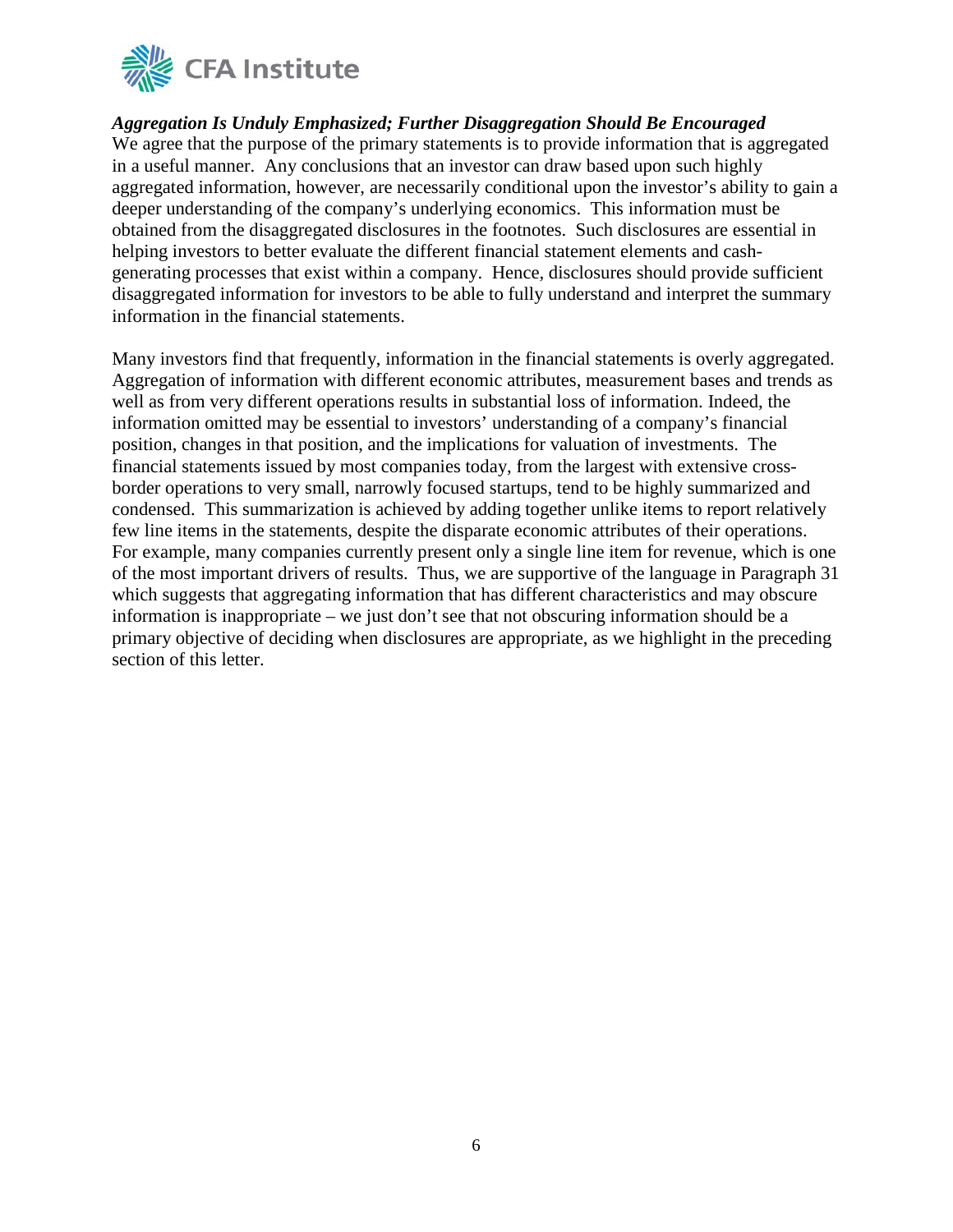***Aggregation Is Unduly Emphasized; Further Disaggregation Should Be Encouraged***

We agree that the purpose of the primary statements is to provide information that is aggregated in a useful manner. Any conclusions that an investor can draw based upon such highly aggregated information, however, are necessarily conditional upon the investor's ability to gain a deeper understanding of the company's underlying economics. This information must be obtained from the disaggregated disclosures in the footnotes. Such disclosures are essential in helping investors to better evaluate the different financial statement elements and cash-generating processes that exist within a company. Hence, disclosures should provide sufficient disaggregated information for investors to be able to fully understand and interpret the summary information in the financial statements.

Many investors find that frequently, information in the financial statements is overly aggregated. Aggregation of information with different economic attributes, measurement bases and trends as well as from very different operations results in substantial loss of information. Indeed, the information omitted may be essential to investors' understanding of a company's financial position, changes in that position, and the implications for valuation of investments. The financial statements issued by most companies today, from the largest with extensive cross-border operations to very small, narrowly focused startups, tend to be highly summarized and condensed. This summarization is achieved by adding together unlike items to report relatively few line items in the statements, despite the disparate economic attributes of their operations. For example, many companies currently present only a single line item for revenue, which is one of the most important drivers of results. Thus, we are supportive of the language in Paragraph 31 which suggests that aggregating information that has different characteristics and may obscure information is inappropriate – we just don't see that not obscuring information should be a primary objective of deciding when disclosures are appropriate, as we highlight in the preceding section of this letter.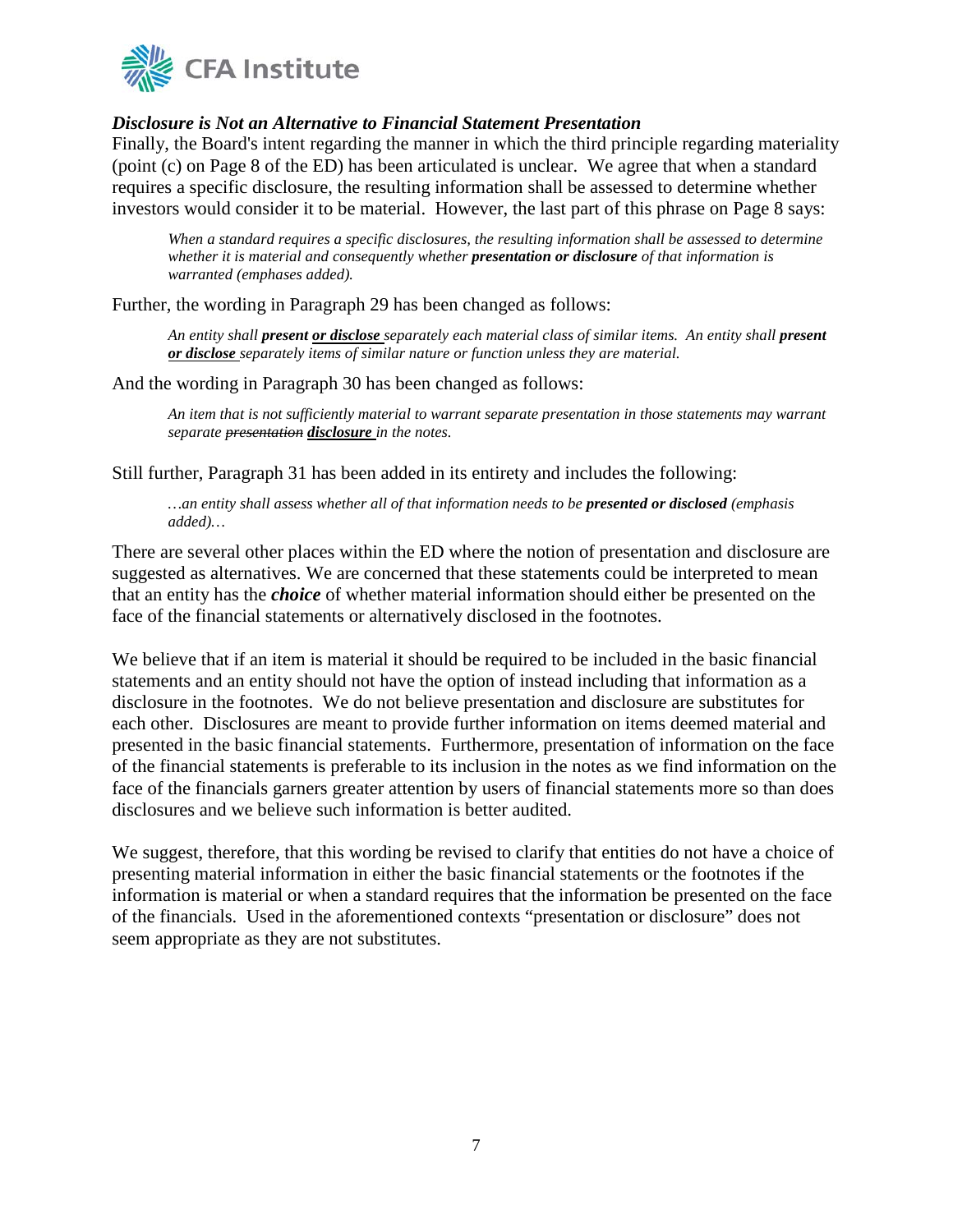### *Disclosure is Not an Alternative to Financial Statement Presentation*

Finally, the Board's intent regarding the manner in which the third principle regarding materiality (point (c) on Page 8 of the ED) has been articulated is unclear. We agree that when a standard requires a specific disclosure, the resulting information shall be assessed to determine whether investors would consider it to be material. However, the last part of this phrase on Page 8 says:

> *When a standard requires a specific disclosures, the resulting information shall be assessed to determine whether it is material and consequently whether **presentation or disclosure** of that information is warranted (emphases added).*

Further, the wording in Paragraph 29 has been changed as follows:

> *An entity shall **present <u>or disclose</u>** separately each material class of similar items. An entity shall **present <u>or disclose</u>** separately items of similar nature or function unless they are material.*

And the wording in Paragraph 30 has been changed as follows:

> *An item that is not sufficiently material to warrant separate presentation in those statements may warrant separate ~~presentation~~ **<u>disclosure</u>** in the notes.*

Still further, Paragraph 31 has been added in its entirety and includes the following:

> *…an entity shall assess whether all of that information needs to be **presented or disclosed** (emphasis added)…*

There are several other places within the ED where the notion of presentation and disclosure are suggested as alternatives. We are concerned that these statements could be interpreted to mean that an entity has the ***choice*** of whether material information should either be presented on the face of the financial statements or alternatively disclosed in the footnotes.

We believe that if an item is material it should be required to be included in the basic financial statements and an entity should not have the option of instead including that information as a disclosure in the footnotes. We do not believe presentation and disclosure are substitutes for each other. Disclosures are meant to provide further information on items deemed material and presented in the basic financial statements. Furthermore, presentation of information on the face of the financial statements is preferable to its inclusion in the notes as we find information on the face of the financials garners greater attention by users of financial statements more so than does disclosures and we believe such information is better audited.

We suggest, therefore, that this wording be revised to clarify that entities do not have a choice of presenting material information in either the basic financial statements or the footnotes if the information is material or when a standard requires that the information be presented on the face of the financials. Used in the aforementioned contexts "presentation or disclosure" does not seem appropriate as they are not substitutes.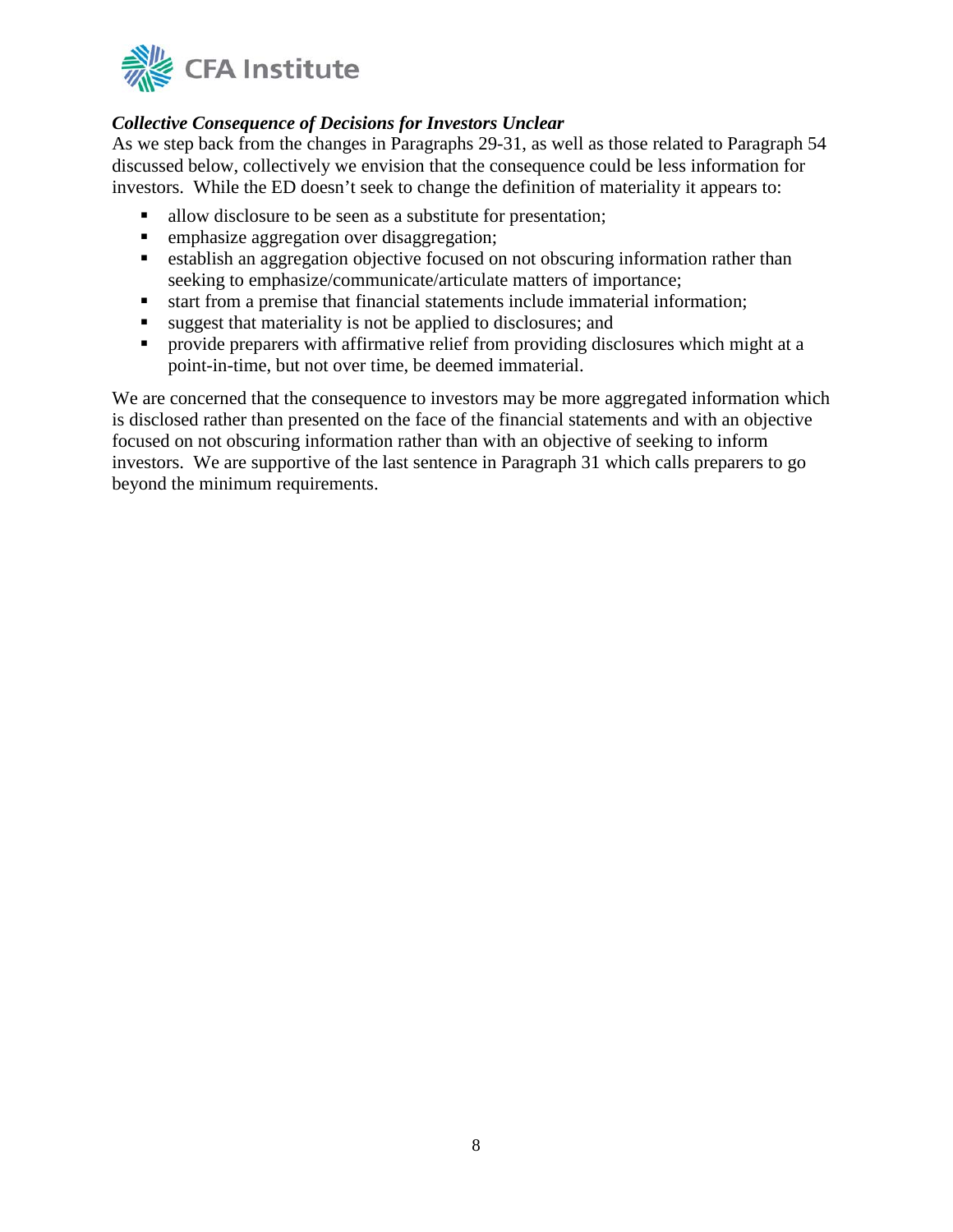### *Collective Consequence of Decisions for Investors Unclear*

As we step back from the changes in Paragraphs 29-31, as well as those related to Paragraph 54 discussed below, collectively we envision that the consequence could be less information for investors. While the ED doesn't seek to change the definition of materiality it appears to:

- allow disclosure to be seen as a substitute for presentation;
- emphasize aggregation over disaggregation;
- establish an aggregation objective focused on not obscuring information rather than seeking to emphasize/communicate/articulate matters of importance;
- start from a premise that financial statements include immaterial information;
- suggest that materiality is not be applied to disclosures; and
- provide preparers with affirmative relief from providing disclosures which might at a point-in-time, but not over time, be deemed immaterial.

We are concerned that the consequence to investors may be more aggregated information which is disclosed rather than presented on the face of the financial statements and with an objective focused on not obscuring information rather than with an objective of seeking to inform investors. We are supportive of the last sentence in Paragraph 31 which calls preparers to go beyond the minimum requirements.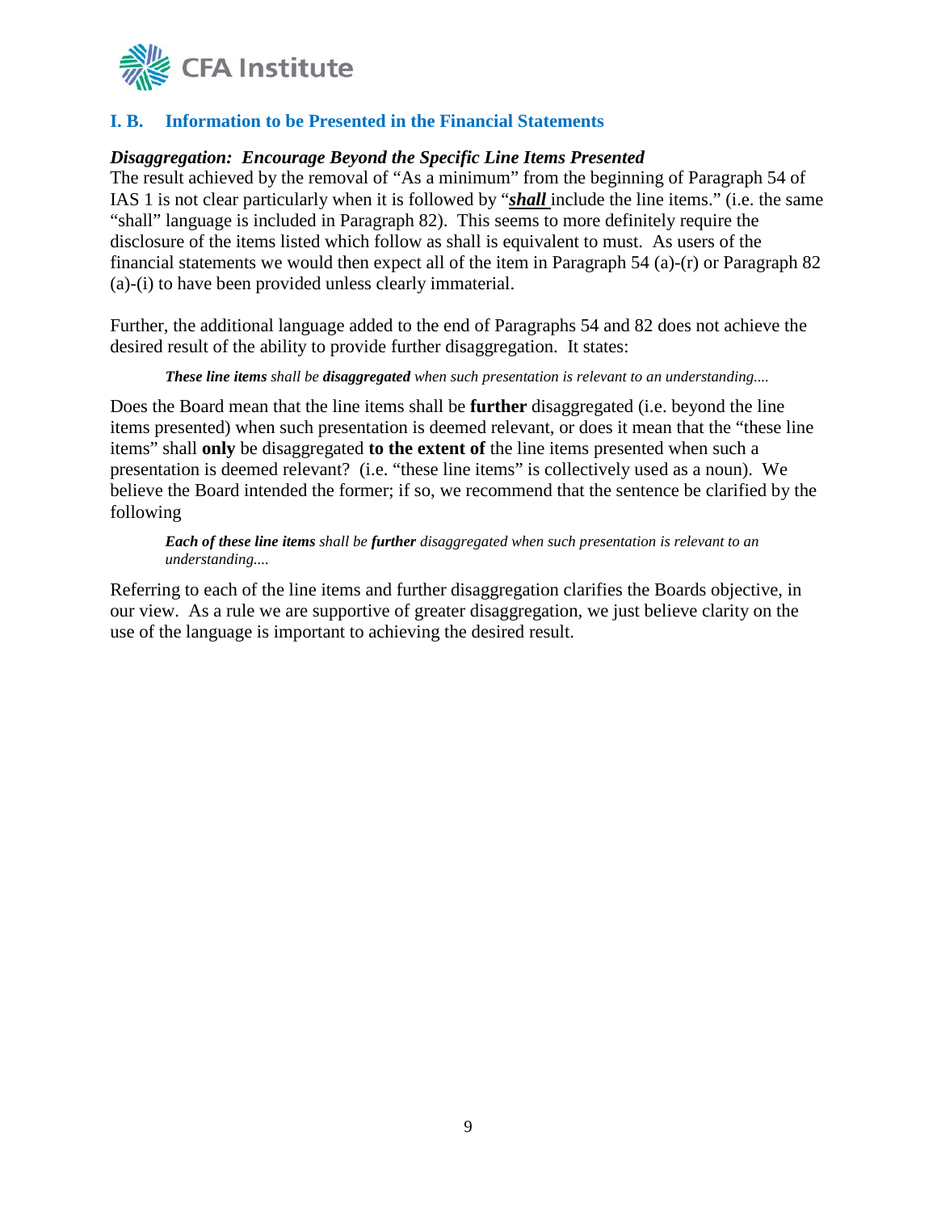## I. B. Information to be Presented in the Financial Statements

***Disaggregation: Encourage Beyond the Specific Line Items Presented***

The result achieved by the removal of "As a minimum" from the beginning of Paragraph 54 of IAS 1 is not clear particularly when it is followed by "***shall*** include the line items." (i.e. the same "shall" language is included in Paragraph 82). This seems to more definitely require the disclosure of the items listed which follow as shall is equivalent to must. As users of the financial statements we would then expect all of the item in Paragraph 54 (a)-(r) or Paragraph 82 (a)-(i) to have been provided unless clearly immaterial.

Further, the additional language added to the end of Paragraphs 54 and 82 does not achieve the desired result of the ability to provide further disaggregation. It states:

> ***These line items*** *shall be* ***disaggregated*** *when such presentation is relevant to an understanding....*

Does the Board mean that the line items shall be **further** disaggregated (i.e. beyond the line items presented) when such presentation is deemed relevant, or does it mean that the "these line items" shall **only** be disaggregated **to the extent of** the line items presented when such a presentation is deemed relevant? (i.e. "these line items" is collectively used as a noun). We believe the Board intended the former; if so, we recommend that the sentence be clarified by the following

> ***Each of these line items*** *shall be* ***further*** *disaggregated when such presentation is relevant to an understanding....*

Referring to each of the line items and further disaggregation clarifies the Boards objective, in our view. As a rule we are supportive of greater disaggregation, we just believe clarity on the use of the language is important to achieving the desired result.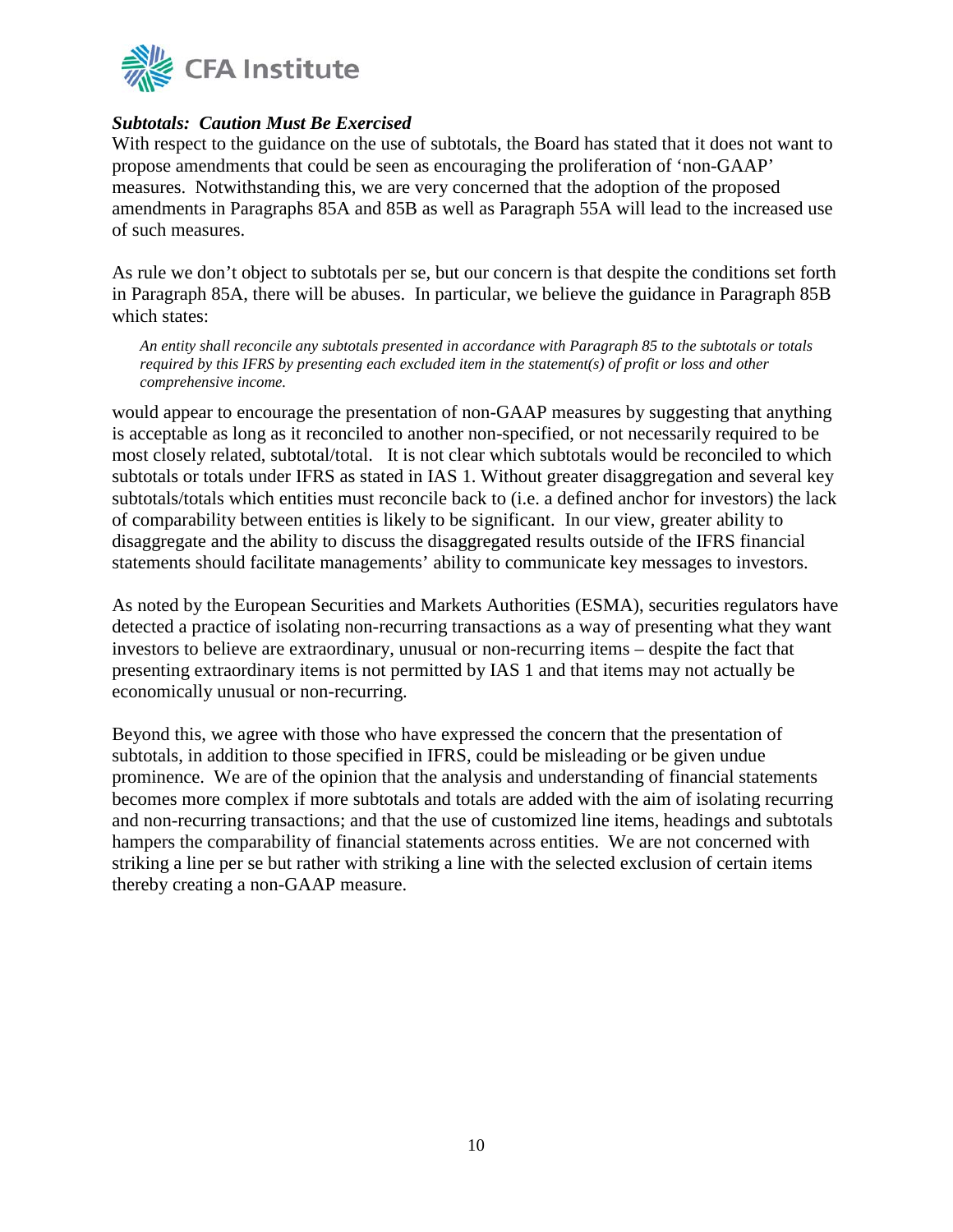***Subtotals: Caution Must Be Exercised***

With respect to the guidance on the use of subtotals, the Board has stated that it does not want to propose amendments that could be seen as encouraging the proliferation of 'non-GAAP' measures. Notwithstanding this, we are very concerned that the adoption of the proposed amendments in Paragraphs 85A and 85B as well as Paragraph 55A will lead to the increased use of such measures.

As rule we don't object to subtotals per se, but our concern is that despite the conditions set forth in Paragraph 85A, there will be abuses. In particular, we believe the guidance in Paragraph 85B which states:

> *An entity shall reconcile any subtotals presented in accordance with Paragraph 85 to the subtotals or totals required by this IFRS by presenting each excluded item in the statement(s) of profit or loss and other comprehensive income.*

would appear to encourage the presentation of non-GAAP measures by suggesting that anything is acceptable as long as it reconciled to another non-specified, or not necessarily required to be most closely related, subtotal/total. It is not clear which subtotals would be reconciled to which subtotals or totals under IFRS as stated in IAS 1. Without greater disaggregation and several key subtotals/totals which entities must reconcile back to (i.e. a defined anchor for investors) the lack of comparability between entities is likely to be significant. In our view, greater ability to disaggregate and the ability to discuss the disaggregated results outside of the IFRS financial statements should facilitate managements' ability to communicate key messages to investors.

As noted by the European Securities and Markets Authorities (ESMA), securities regulators have detected a practice of isolating non-recurring transactions as a way of presenting what they want investors to believe are extraordinary, unusual or non-recurring items – despite the fact that presenting extraordinary items is not permitted by IAS 1 and that items may not actually be economically unusual or non-recurring.

Beyond this, we agree with those who have expressed the concern that the presentation of subtotals, in addition to those specified in IFRS, could be misleading or be given undue prominence. We are of the opinion that the analysis and understanding of financial statements becomes more complex if more subtotals and totals are added with the aim of isolating recurring and non-recurring transactions; and that the use of customized line items, headings and subtotals hampers the comparability of financial statements across entities. We are not concerned with striking a line per se but rather with striking a line with the selected exclusion of certain items thereby creating a non-GAAP measure.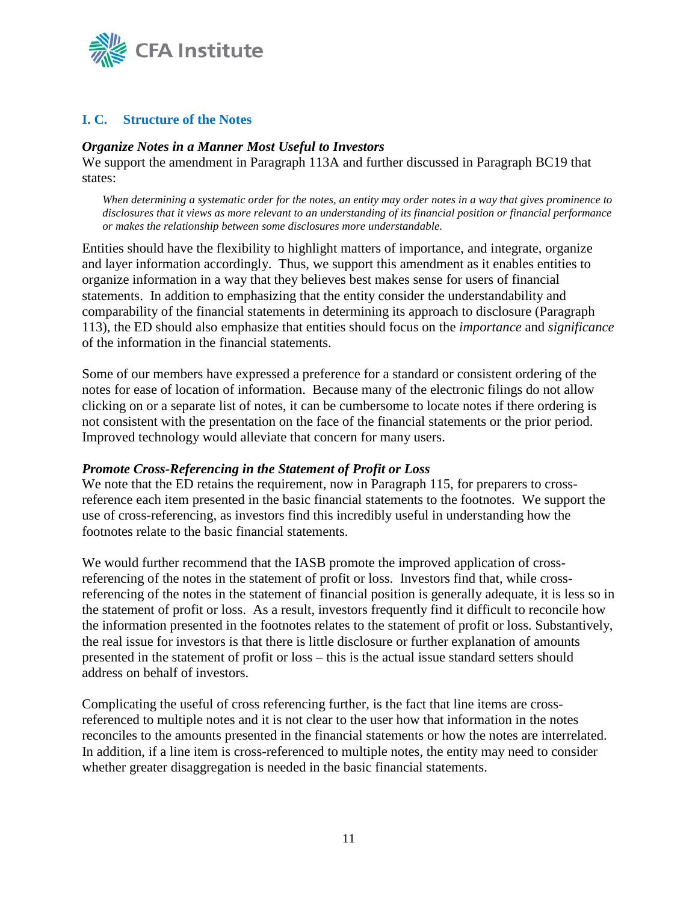## I. C. Structure of the Notes

***Organize Notes in a Manner Most Useful to Investors***

We support the amendment in Paragraph 113A and further discussed in Paragraph BC19 that states:

> *When determining a systematic order for the notes, an entity may order notes in a way that gives prominence to disclosures that it views as more relevant to an understanding of its financial position or financial performance or makes the relationship between some disclosures more understandable.*

Entities should have the flexibility to highlight matters of importance, and integrate, organize and layer information accordingly. Thus, we support this amendment as it enables entities to organize information in a way that they believes best makes sense for users of financial statements. In addition to emphasizing that the entity consider the understandability and comparability of the financial statements in determining its approach to disclosure (Paragraph 113), the ED should also emphasize that entities should focus on the *importance* and *significance* of the information in the financial statements.

Some of our members have expressed a preference for a standard or consistent ordering of the notes for ease of location of information. Because many of the electronic filings do not allow clicking on or a separate list of notes, it can be cumbersome to locate notes if there ordering is not consistent with the presentation on the face of the financial statements or the prior period. Improved technology would alleviate that concern for many users.

***Promote Cross-Referencing in the Statement of Profit or Loss***

We note that the ED retains the requirement, now in Paragraph 115, for preparers to cross-reference each item presented in the basic financial statements to the footnotes. We support the use of cross-referencing, as investors find this incredibly useful in understanding how the footnotes relate to the basic financial statements.

We would further recommend that the IASB promote the improved application of cross-referencing of the notes in the statement of profit or loss. Investors find that, while cross-referencing of the notes in the statement of financial position is generally adequate, it is less so in the statement of profit or loss. As a result, investors frequently find it difficult to reconcile how the information presented in the footnotes relates to the statement of profit or loss. Substantively, the real issue for investors is that there is little disclosure or further explanation of amounts presented in the statement of profit or loss – this is the actual issue standard setters should address on behalf of investors.

Complicating the useful of cross referencing further, is the fact that line items are cross-referenced to multiple notes and it is not clear to the user how that information in the notes reconciles to the amounts presented in the financial statements or how the notes are interrelated. In addition, if a line item is cross-referenced to multiple notes, the entity may need to consider whether greater disaggregation is needed in the basic financial statements.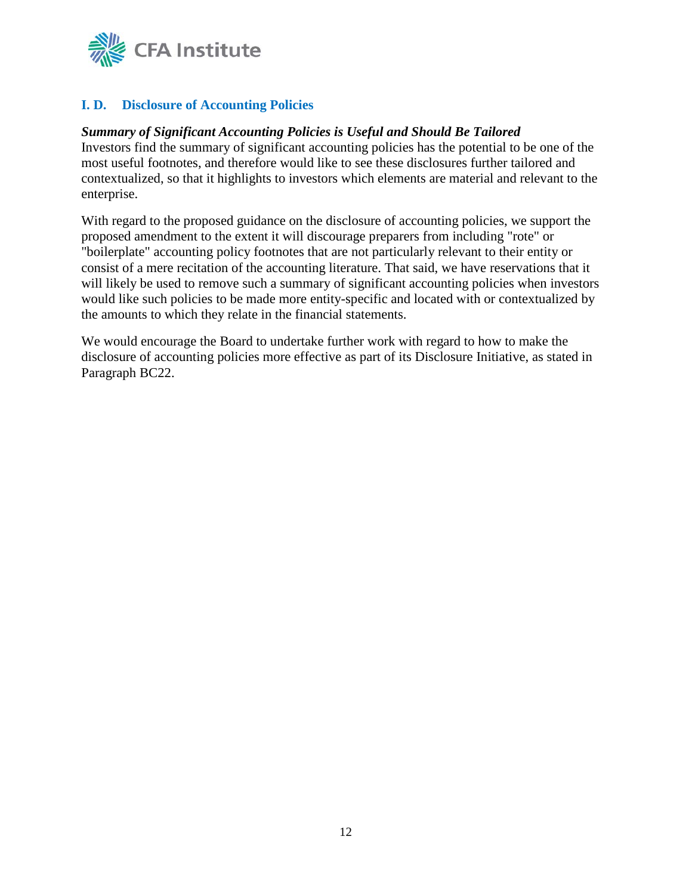## I. D. Disclosure of Accounting Policies

***Summary of Significant Accounting Policies is Useful and Should Be Tailored***

Investors find the summary of significant accounting policies has the potential to be one of the most useful footnotes, and therefore would like to see these disclosures further tailored and contextualized, so that it highlights to investors which elements are material and relevant to the enterprise.

With regard to the proposed guidance on the disclosure of accounting policies, we support the proposed amendment to the extent it will discourage preparers from including "rote" or "boilerplate" accounting policy footnotes that are not particularly relevant to their entity or consist of a mere recitation of the accounting literature. That said, we have reservations that it will likely be used to remove such a summary of significant accounting policies when investors would like such policies to be made more entity-specific and located with or contextualized by the amounts to which they relate in the financial statements.

We would encourage the Board to undertake further work with regard to how to make the disclosure of accounting policies more effective as part of its Disclosure Initiative, as stated in Paragraph BC22.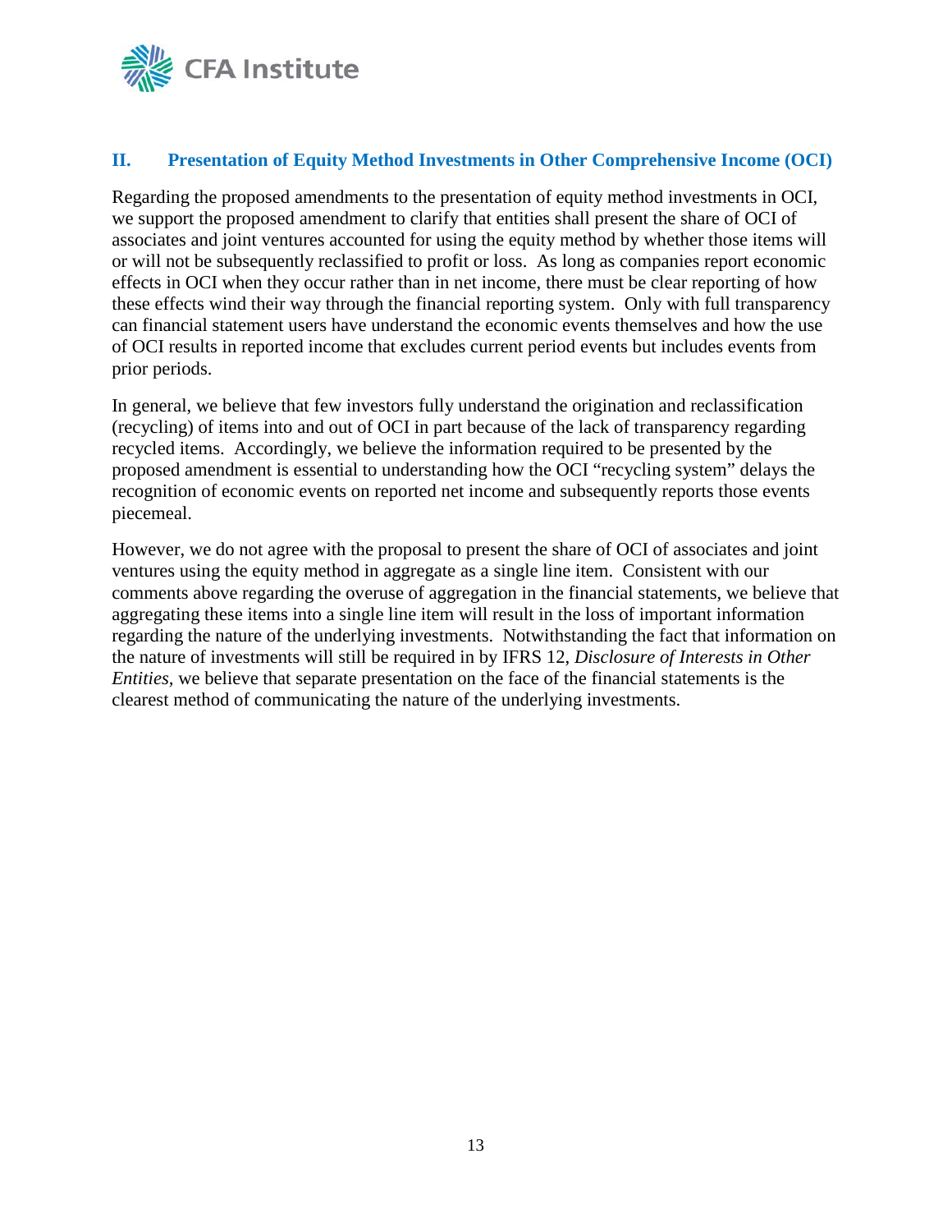## II. Presentation of Equity Method Investments in Other Comprehensive Income (OCI)

Regarding the proposed amendments to the presentation of equity method investments in OCI, we support the proposed amendment to clarify that entities shall present the share of OCI of associates and joint ventures accounted for using the equity method by whether those items will or will not be subsequently reclassified to profit or loss. As long as companies report economic effects in OCI when they occur rather than in net income, there must be clear reporting of how these effects wind their way through the financial reporting system. Only with full transparency can financial statement users have understand the economic events themselves and how the use of OCI results in reported income that excludes current period events but includes events from prior periods.

In general, we believe that few investors fully understand the origination and reclassification (recycling) of items into and out of OCI in part because of the lack of transparency regarding recycled items. Accordingly, we believe the information required to be presented by the proposed amendment is essential to understanding how the OCI "recycling system" delays the recognition of economic events on reported net income and subsequently reports those events piecemeal.

However, we do not agree with the proposal to present the share of OCI of associates and joint ventures using the equity method in aggregate as a single line item. Consistent with our comments above regarding the overuse of aggregation in the financial statements, we believe that aggregating these items into a single line item will result in the loss of important information regarding the nature of the underlying investments. Notwithstanding the fact that information on the nature of investments will still be required in by IFRS 12, *Disclosure of Interests in Other Entities*, we believe that separate presentation on the face of the financial statements is the clearest method of communicating the nature of the underlying investments.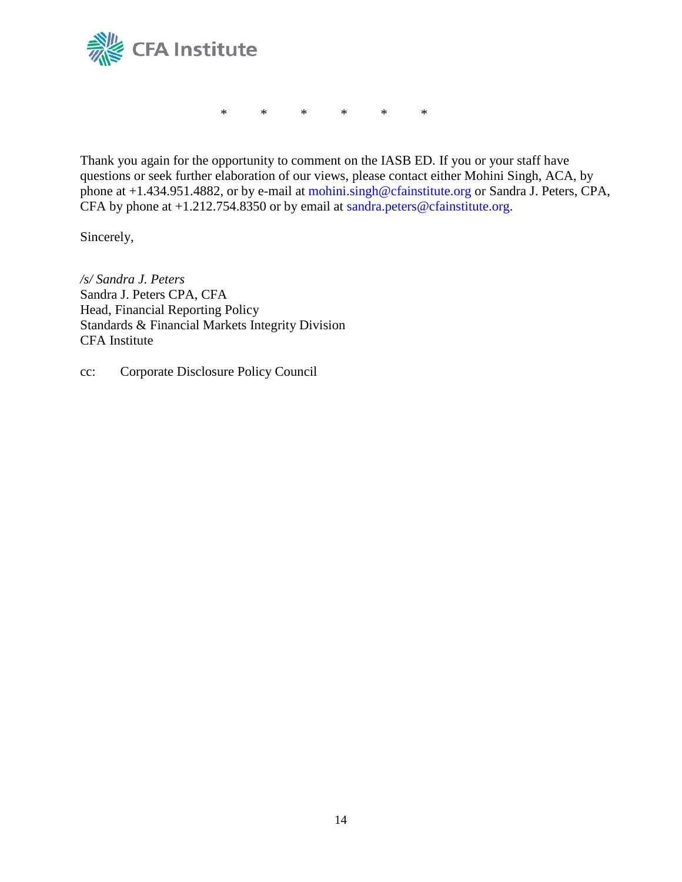\*       \*       \*       \*       \*       \*

Thank you again for the opportunity to comment on the IASB ED. If you or your staff have questions or seek further elaboration of our views, please contact either Mohini Singh, ACA, by phone at +1.434.951.4882, or by e-mail at mohini.singh@cfainstitute.org or Sandra J. Peters, CPA, CFA by phone at +1.212.754.8350 or by email at sandra.peters@cfainstitute.org.

Sincerely,

*/s/ Sandra J. Peters*
Sandra J. Peters CPA, CFA
Head, Financial Reporting Policy
Standards & Financial Markets Integrity Division
CFA Institute

cc: Corporate Disclosure Policy Council